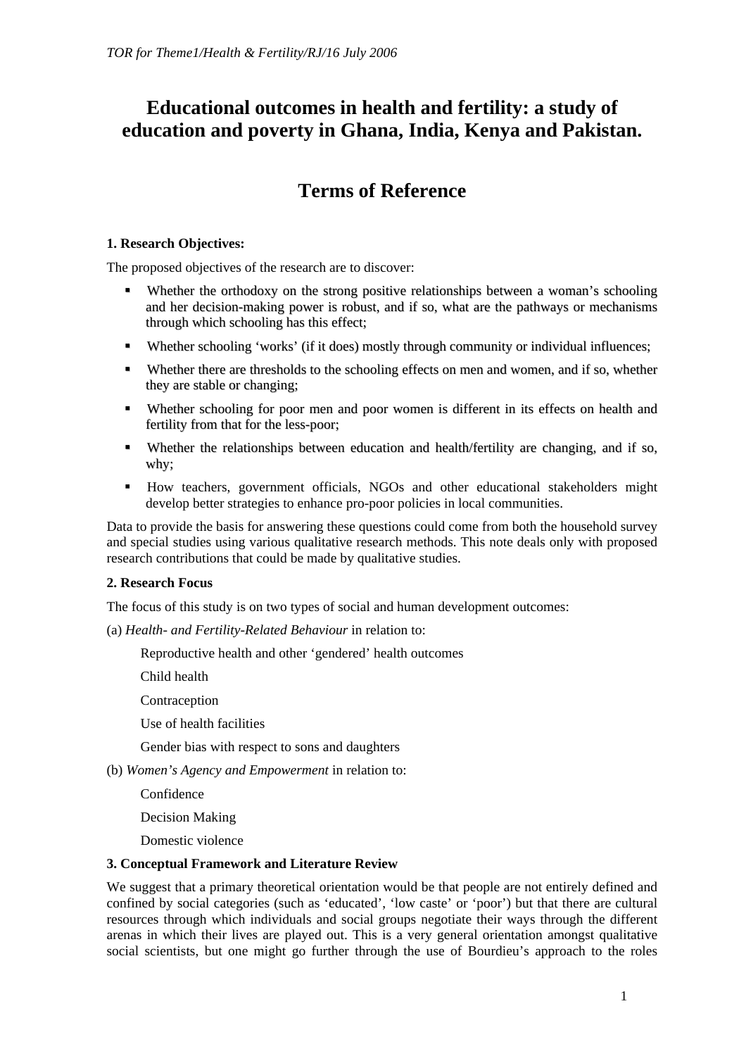*TOR for Theme1/Health & Fertility/RJ/16 July 2006*

# Educational outcomes in health and fertility: a study of education and poverty in Ghana, India, Kenya and Pakistan.

# Terms of Reference

### 1. Research Objectives:

The proposed objectives of the research are to discover:

- Whether the orthodoxy on the strong positive relationships between a woman's schooling and her decision-making power is robust, and if so, what are the pathways or mechanisms through which schooling has this effect;
- Whether schooling 'works' (if it does) mostly through community or individual influences;
- Whether there are thresholds to the schooling effects on men and women, and if so, whether they are stable or changing;
- Whether schooling for poor men and poor women is different in its effects on health and fertility from that for the less-poor;
- Whether the relationships between education and health/fertility are changing, and if so, why;
- How teachers, government officials, NGOs and other educational stakeholders might develop better strategies to enhance pro-poor policies in local communities.

Data to provide the basis for answering these questions could come from both the household survey and special studies using various qualitative research methods. This note deals only with proposed research contributions that could be made by qualitative studies.

### 2. Research Focus

The focus of this study is on two types of social and human development outcomes:

(a) *Health- and Fertility-Related Behaviour* in relation to:

Reproductive health and other 'gendered' health outcomes

Child health

Contraception

Use of health facilities

Gender bias with respect to sons and daughters

(b) *Women's Agency and Empowerment* in relation to:

Confidence

Decision Making

Domestic violence

### 3. Conceptual Framework and Literature Review

We suggest that a primary theoretical orientation would be that people are not entirely defined and confined by social categories (such as 'educated', 'low caste' or 'poor') but that there are cultural resources through which individuals and social groups negotiate their ways through the different arenas in which their lives are played out. This is a very general orientation amongst qualitative social scientists, but one might go further through the use of Bourdieu's approach to the roles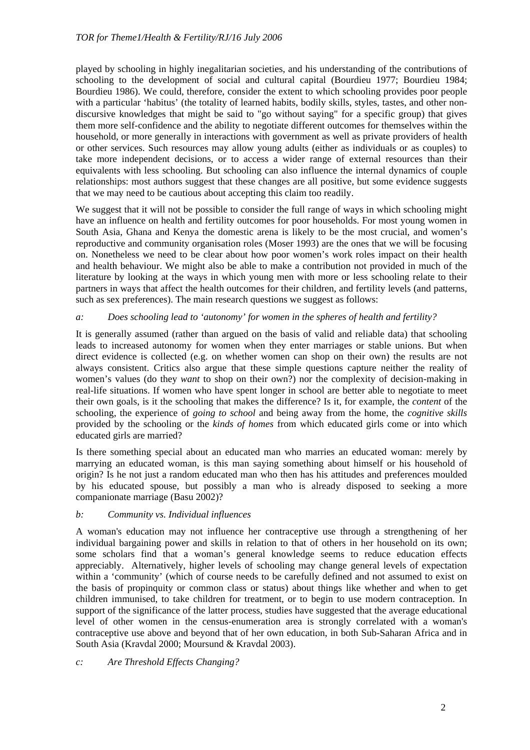played by schooling in highly inegalitarian societies, and his understanding of the contributions of schooling to the development of social and cultural capital (Bourdieu 1977; Bourdieu 1984; Bourdieu 1986). We could, therefore, consider the extent to which schooling provides poor people with a particular 'habitus' (the totality of learned habits, bodily skills, styles, tastes, and other non-discursive knowledges that might be said to "go without saying" for a specific group) that gives them more self-confidence and the ability to negotiate different outcomes for themselves within the household, or more generally in interactions with government as well as private providers of health or other services. Such resources may allow young adults (either as individuals or as couples) to take more independent decisions, or to access a wider range of external resources than their equivalents with less schooling. But schooling can also influence the internal dynamics of couple relationships: most authors suggest that these changes are all positive, but some evidence suggests that we may need to be cautious about accepting this claim too readily.

We suggest that it will not be possible to consider the full range of ways in which schooling might have an influence on health and fertility outcomes for poor households. For most young women in South Asia, Ghana and Kenya the domestic arena is likely to be the most crucial, and women's reproductive and community organisation roles (Moser 1993) are the ones that we will be focusing on. Nonetheless we need to be clear about how poor women's work roles impact on their health and health behaviour. We might also be able to make a contribution not provided in much of the literature by looking at the ways in which young men with more or less schooling relate to their partners in ways that affect the health outcomes for their children, and fertility levels (and patterns, such as sex preferences). The main research questions we suggest as follows:

*a: Does schooling lead to 'autonomy' for women in the spheres of health and fertility?*

It is generally assumed (rather than argued on the basis of valid and reliable data) that schooling leads to increased autonomy for women when they enter marriages or stable unions. But when direct evidence is collected (e.g. on whether women can shop on their own) the results are not always consistent. Critics also argue that these simple questions capture neither the reality of women's values (do they *want* to shop on their own?) nor the complexity of decision-making in real-life situations. If women who have spent longer in school are better able to negotiate to meet their own goals, is it the schooling that makes the difference? Is it, for example, the *content* of the schooling, the experience of *going to school* and being away from the home, the *cognitive skills* provided by the schooling or the *kinds of homes* from which educated girls come or into which educated girls are married?

Is there something special about an educated man who marries an educated woman: merely by marrying an educated woman, is this man saying something about himself or his household of origin? Is he not just a random educated man who then has his attitudes and preferences moulded by his educated spouse, but possibly a man who is already disposed to seeking a more companionate marriage (Basu 2002)?

*b: Community vs. Individual influences*

A woman's education may not influence her contraceptive use through a strengthening of her individual bargaining power and skills in relation to that of others in her household on its own; some scholars find that a woman's general knowledge seems to reduce education effects appreciably. Alternatively, higher levels of schooling may change general levels of expectation within a 'community' (which of course needs to be carefully defined and not assumed to exist on the basis of propinquity or common class or status) about things like whether and when to get children immunised, to take children for treatment, or to begin to use modern contraception. In support of the significance of the latter process, studies have suggested that the average educational level of other women in the census-enumeration area is strongly correlated with a woman's contraceptive use above and beyond that of her own education, in both Sub-Saharan Africa and in South Asia (Kravdal 2000; Moursund & Kravdal 2003).

*c: Are Threshold Effects Changing?*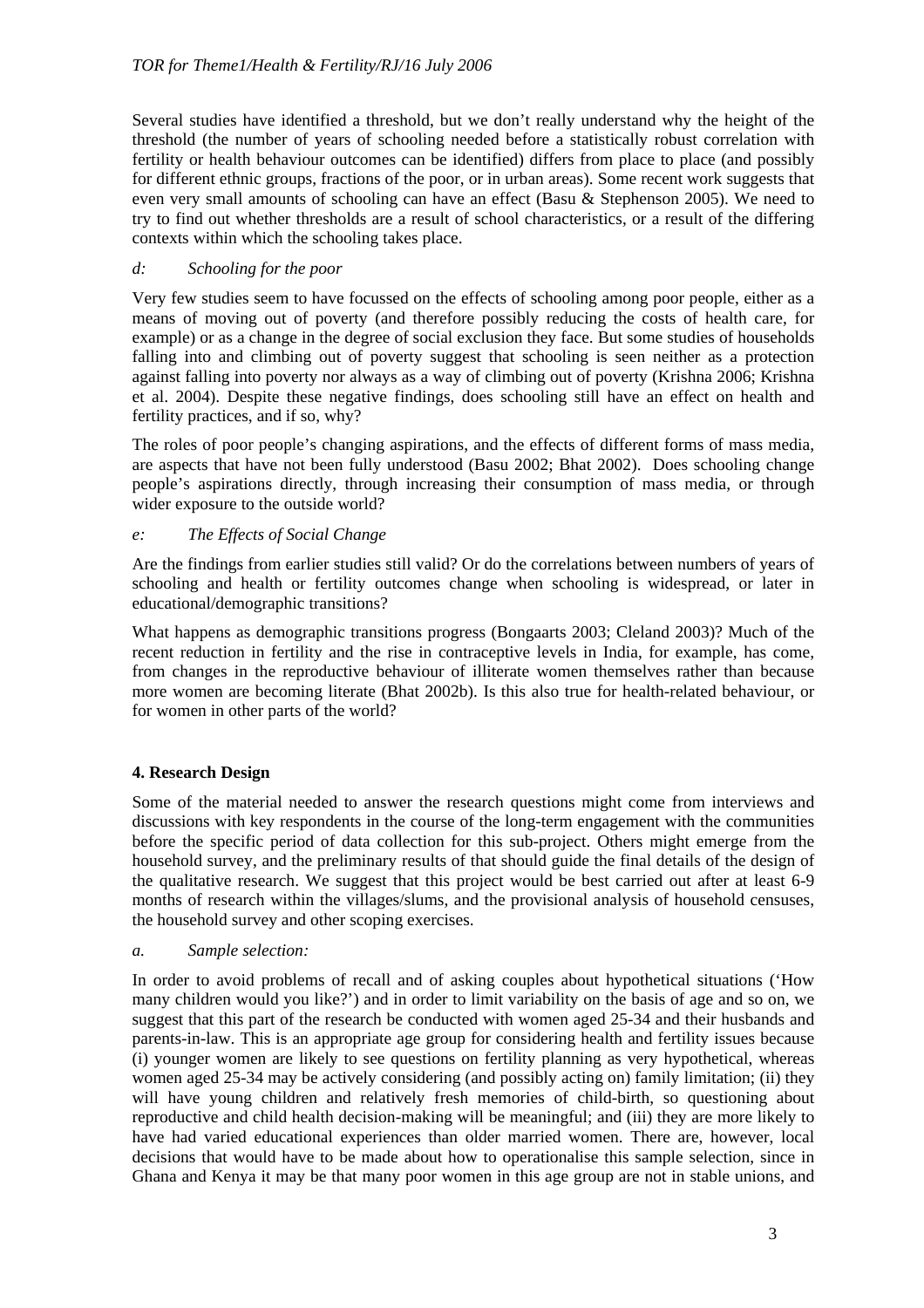Several studies have identified a threshold, but we don't really understand why the height of the threshold (the number of years of schooling needed before a statistically robust correlation with fertility or health behaviour outcomes can be identified) differs from place to place (and possibly for different ethnic groups, fractions of the poor, or in urban areas). Some recent work suggests that even very small amounts of schooling can have an effect (Basu & Stephenson 2005). We need to try to find out whether thresholds are a result of school characteristics, or a result of the differing contexts within which the schooling takes place.

*d: Schooling for the poor*

Very few studies seem to have focussed on the effects of schooling among poor people, either as a means of moving out of poverty (and therefore possibly reducing the costs of health care, for example) or as a change in the degree of social exclusion they face. But some studies of households falling into and climbing out of poverty suggest that schooling is seen neither as a protection against falling into poverty nor always as a way of climbing out of poverty (Krishna 2006; Krishna et al. 2004). Despite these negative findings, does schooling still have an effect on health and fertility practices, and if so, why?

The roles of poor people's changing aspirations, and the effects of different forms of mass media, are aspects that have not been fully understood (Basu 2002; Bhat 2002). Does schooling change people's aspirations directly, through increasing their consumption of mass media, or through wider exposure to the outside world?

*e: The Effects of Social Change*

Are the findings from earlier studies still valid? Or do the correlations between numbers of years of schooling and health or fertility outcomes change when schooling is widespread, or later in educational/demographic transitions?

What happens as demographic transitions progress (Bongaarts 2003; Cleland 2003)? Much of the recent reduction in fertility and the rise in contraceptive levels in India, for example, has come, from changes in the reproductive behaviour of illiterate women themselves rather than because more women are becoming literate (Bhat 2002b). Is this also true for health-related behaviour, or for women in other parts of the world?

## 4. Research Design

Some of the material needed to answer the research questions might come from interviews and discussions with key respondents in the course of the long-term engagement with the communities before the specific period of data collection for this sub-project. Others might emerge from the household survey, and the preliminary results of that should guide the final details of the design of the qualitative research. We suggest that this project would be best carried out after at least 6-9 months of research within the villages/slums, and the provisional analysis of household censuses, the household survey and other scoping exercises.

*a. Sample selection:*

In order to avoid problems of recall and of asking couples about hypothetical situations ('How many children would you like?') and in order to limit variability on the basis of age and so on, we suggest that this part of the research be conducted with women aged 25-34 and their husbands and parents-in-law. This is an appropriate age group for considering health and fertility issues because (i) younger women are likely to see questions on fertility planning as very hypothetical, whereas women aged 25-34 may be actively considering (and possibly acting on) family limitation; (ii) they will have young children and relatively fresh memories of child-birth, so questioning about reproductive and child health decision-making will be meaningful; and (iii) they are more likely to have had varied educational experiences than older married women. There are, however, local decisions that would have to be made about how to operationalise this sample selection, since in Ghana and Kenya it may be that many poor women in this age group are not in stable unions, and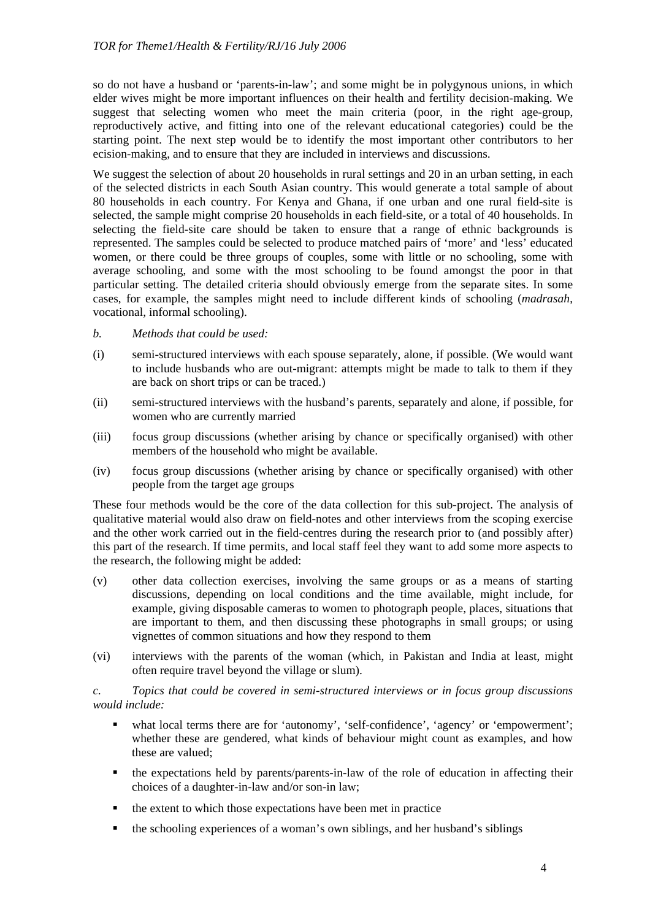so do not have a husband or 'parents-in-law'; and some might be in polygynous unions, in which elder wives might be more important influences on their health and fertility decision-making. We suggest that selecting women who meet the main criteria (poor, in the right age-group, reproductively active, and fitting into one of the relevant educational categories) could be the starting point. The next step would be to identify the most important other contributors to her ecision-making, and to ensure that they are included in interviews and discussions.

We suggest the selection of about 20 households in rural settings and 20 in an urban setting, in each of the selected districts in each South Asian country. This would generate a total sample of about 80 households in each country. For Kenya and Ghana, if one urban and one rural field-site is selected, the sample might comprise 20 households in each field-site, or a total of 40 households. In selecting the field-site care should be taken to ensure that a range of ethnic backgrounds is represented. The samples could be selected to produce matched pairs of 'more' and 'less' educated women, or there could be three groups of couples, some with little or no schooling, some with average schooling, and some with the most schooling to be found amongst the poor in that particular setting. The detailed criteria should obviously emerge from the separate sites. In some cases, for example, the samples might need to include different kinds of schooling (*madrasah*, vocational, informal schooling).

b. *Methods that could be used:*

(i) semi-structured interviews with each spouse separately, alone, if possible. (We would want to include husbands who are out-migrant: attempts might be made to talk to them if they are back on short trips or can be traced.)

(ii) semi-structured interviews with the husband's parents, separately and alone, if possible, for women who are currently married

(iii) focus group discussions (whether arising by chance or specifically organised) with other members of the household who might be available.

(iv) focus group discussions (whether arising by chance or specifically organised) with other people from the target age groups

These four methods would be the core of the data collection for this sub-project. The analysis of qualitative material would also draw on field-notes and other interviews from the scoping exercise and the other work carried out in the field-centres during the research prior to (and possibly after) this part of the research. If time permits, and local staff feel they want to add some more aspects to the research, the following might be added:

(v) other data collection exercises, involving the same groups or as a means of starting discussions, depending on local conditions and the time available, might include, for example, giving disposable cameras to women to photograph people, places, situations that are important to them, and then discussing these photographs in small groups; or using vignettes of common situations and how they respond to them

(vi) interviews with the parents of the woman (which, in Pakistan and India at least, might often require travel beyond the village or slum).

c. *Topics that could be covered in semi-structured interviews or in focus group discussions would include:*

- what local terms there are for 'autonomy', 'self-confidence', 'agency' or 'empowerment'; whether these are gendered, what kinds of behaviour might count as examples, and how these are valued;
- the expectations held by parents/parents-in-law of the role of education in affecting their choices of a daughter-in-law and/or son-in law;
- the extent to which those expectations have been met in practice
- the schooling experiences of a woman's own siblings, and her husband's siblings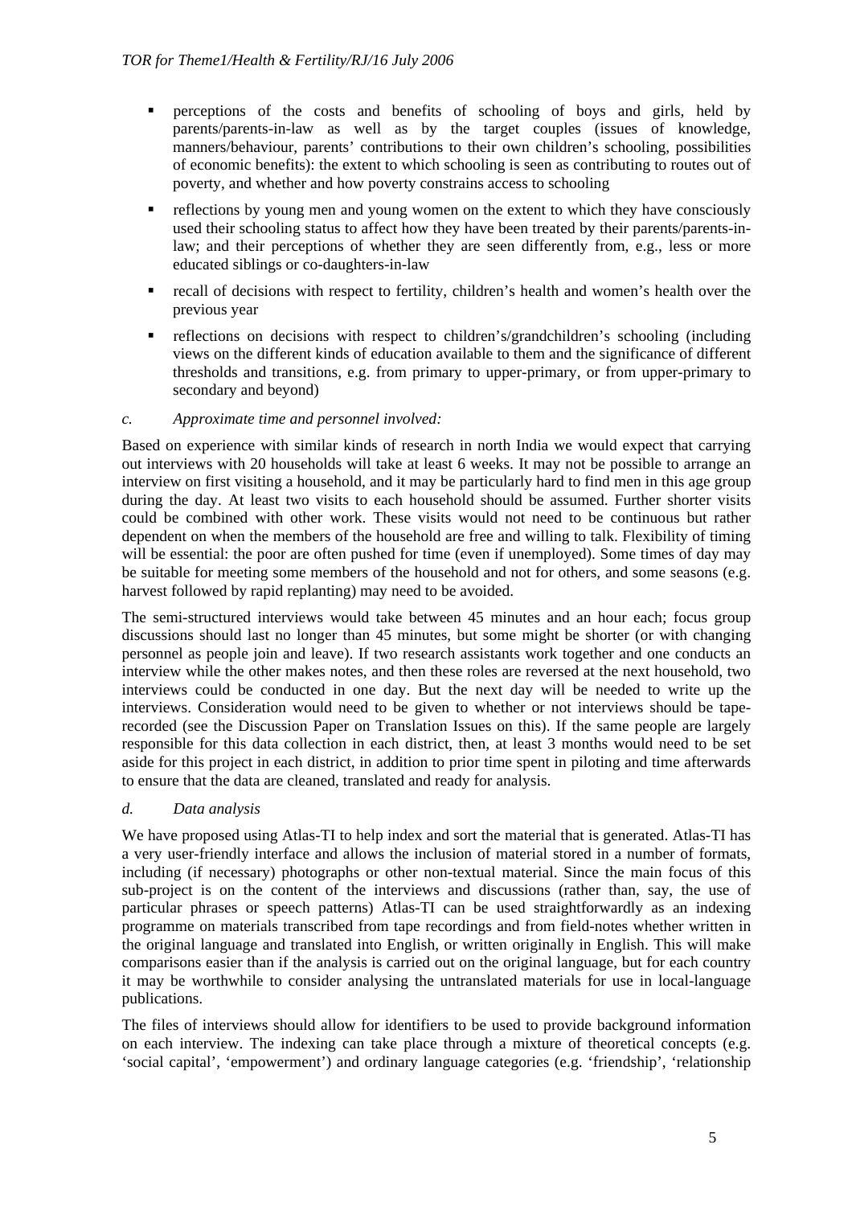- perceptions of the costs and benefits of schooling of boys and girls, held by parents/parents-in-law as well as by the target couples (issues of knowledge, manners/behaviour, parents' contributions to their own children's schooling, possibilities of economic benefits): the extent to which schooling is seen as contributing to routes out of poverty, and whether and how poverty constrains access to schooling
- reflections by young men and young women on the extent to which they have consciously used their schooling status to affect how they have been treated by their parents/parents-in-law; and their perceptions of whether they are seen differently from, e.g., less or more educated siblings or co-daughters-in-law
- recall of decisions with respect to fertility, children's health and women's health over the previous year
- reflections on decisions with respect to children's/grandchildren's schooling (including views on the different kinds of education available to them and the significance of different thresholds and transitions, e.g. from primary to upper-primary, or from upper-primary to secondary and beyond)

*c. Approximate time and personnel involved:*

Based on experience with similar kinds of research in north India we would expect that carrying out interviews with 20 households will take at least 6 weeks. It may not be possible to arrange an interview on first visiting a household, and it may be particularly hard to find men in this age group during the day. At least two visits to each household should be assumed. Further shorter visits could be combined with other work. These visits would not need to be continuous but rather dependent on when the members of the household are free and willing to talk. Flexibility of timing will be essential: the poor are often pushed for time (even if unemployed). Some times of day may be suitable for meeting some members of the household and not for others, and some seasons (e.g. harvest followed by rapid replanting) may need to be avoided.

The semi-structured interviews would take between 45 minutes and an hour each; focus group discussions should last no longer than 45 minutes, but some might be shorter (or with changing personnel as people join and leave). If two research assistants work together and one conducts an interview while the other makes notes, and then these roles are reversed at the next household, two interviews could be conducted in one day. But the next day will be needed to write up the interviews. Consideration would need to be given to whether or not interviews should be tape-recorded (see the Discussion Paper on Translation Issues on this). If the same people are largely responsible for this data collection in each district, then, at least 3 months would need to be set aside for this project in each district, in addition to prior time spent in piloting and time afterwards to ensure that the data are cleaned, translated and ready for analysis.

*d. Data analysis*

We have proposed using Atlas-TI to help index and sort the material that is generated. Atlas-TI has a very user-friendly interface and allows the inclusion of material stored in a number of formats, including (if necessary) photographs or other non-textual material. Since the main focus of this sub-project is on the content of the interviews and discussions (rather than, say, the use of particular phrases or speech patterns) Atlas-TI can be used straightforwardly as an indexing programme on materials transcribed from tape recordings and from field-notes whether written in the original language and translated into English, or written originally in English. This will make comparisons easier than if the analysis is carried out on the original language, but for each country it may be worthwhile to consider analysing the untranslated materials for use in local-language publications.

The files of interviews should allow for identifiers to be used to provide background information on each interview. The indexing can take place through a mixture of theoretical concepts (e.g. 'social capital', 'empowerment') and ordinary language categories (e.g. 'friendship', 'relationship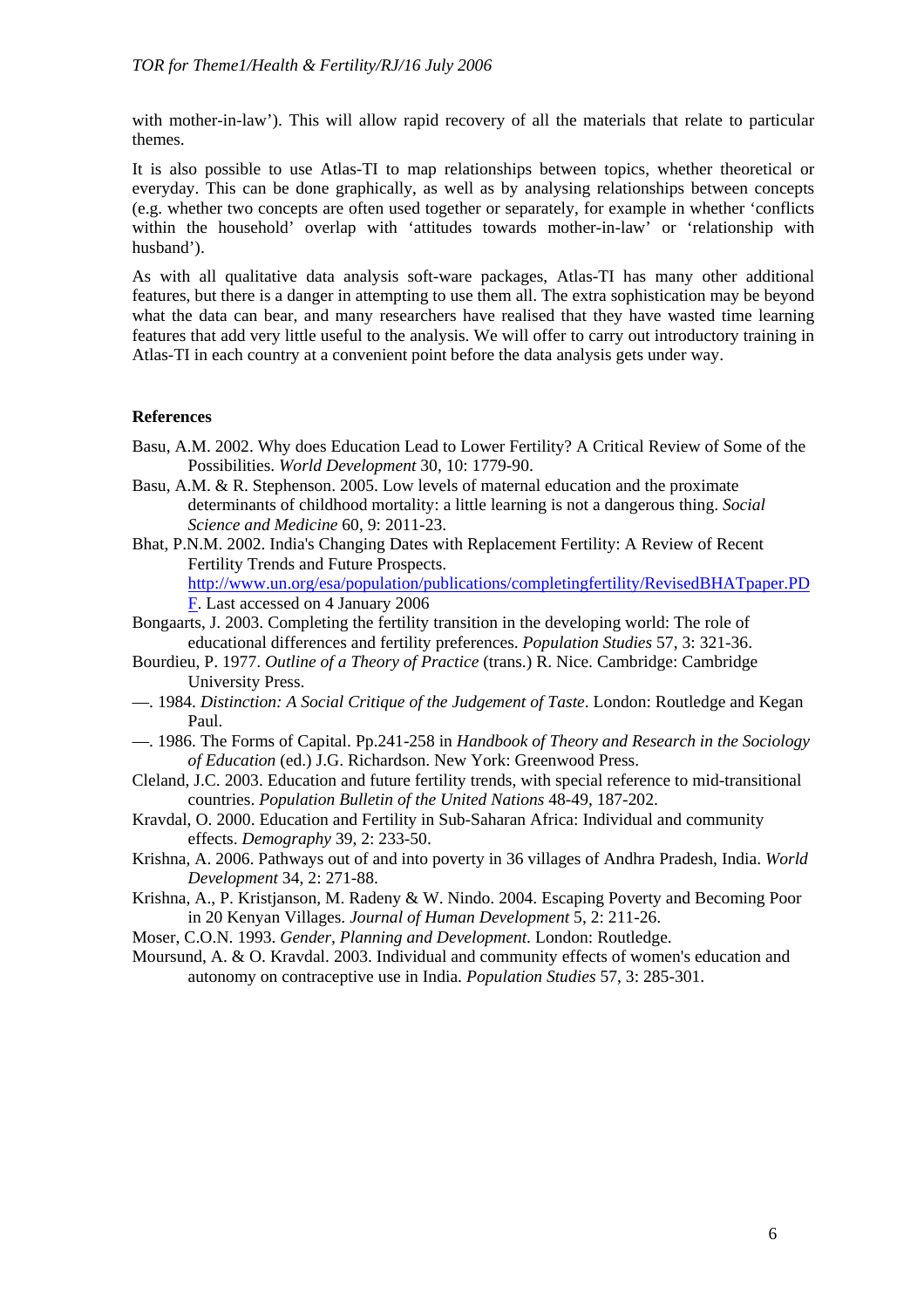with mother-in-law'). This will allow rapid recovery of all the materials that relate to particular themes.

It is also possible to use Atlas-TI to map relationships between topics, whether theoretical or everyday. This can be done graphically, as well as by analysing relationships between concepts (e.g. whether two concepts are often used together or separately, for example in whether 'conflicts within the household' overlap with 'attitudes towards mother-in-law' or 'relationship with husband').

As with all qualitative data analysis soft-ware packages, Atlas-TI has many other additional features, but there is a danger in attempting to use them all. The extra sophistication may be beyond what the data can bear, and many researchers have realised that they have wasted time learning features that add very little useful to the analysis. We will offer to carry out introductory training in Atlas-TI in each country at a convenient point before the data analysis gets under way.

**References**

Basu, A.M. 2002. Why does Education Lead to Lower Fertility? A Critical Review of Some of the Possibilities. *World Development* 30, 10: 1779-90.

Basu, A.M. & R. Stephenson. 2005. Low levels of maternal education and the proximate determinants of childhood mortality: a little learning is not a dangerous thing. *Social Science and Medicine* 60, 9: 2011-23.

Bhat, P.N.M. 2002. India's Changing Dates with Replacement Fertility: A Review of Recent Fertility Trends and Future Prospects. http://www.un.org/esa/population/publications/completingfertility/RevisedBHATpaper.PDF. Last accessed on 4 January 2006

Bongaarts, J. 2003. Completing the fertility transition in the developing world: The role of educational differences and fertility preferences. *Population Studies* 57, 3: 321-36.

Bourdieu, P. 1977. *Outline of a Theory of Practice* (trans.) R. Nice. Cambridge: Cambridge University Press.

—. 1984. *Distinction: A Social Critique of the Judgement of Taste*. London: Routledge and Kegan Paul.

—. 1986. The Forms of Capital. Pp.241-258 in *Handbook of Theory and Research in the Sociology of Education* (ed.) J.G. Richardson. New York: Greenwood Press.

Cleland, J.C. 2003. Education and future fertility trends, with special reference to mid-transitional countries. *Population Bulletin of the United Nations* 48-49, 187-202.

Kravdal, O. 2000. Education and Fertility in Sub-Saharan Africa: Individual and community effects. *Demography* 39, 2: 233-50.

Krishna, A. 2006. Pathways out of and into poverty in 36 villages of Andhra Pradesh, India. *World Development* 34, 2: 271-88.

Krishna, A., P. Kristjanson, M. Radeny & W. Nindo. 2004. Escaping Poverty and Becoming Poor in 20 Kenyan Villages. *Journal of Human Development* 5, 2: 211-26.

Moser, C.O.N. 1993. *Gender, Planning and Development*. London: Routledge.

Moursund, A. & O. Kravdal. 2003. Individual and community effects of women's education and autonomy on contraceptive use in India. *Population Studies* 57, 3: 285-301.